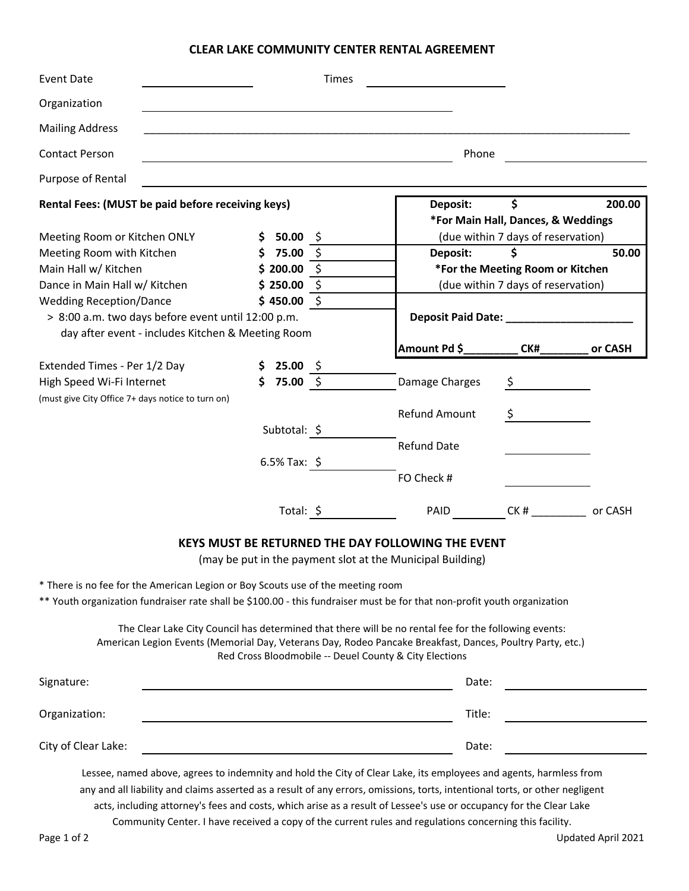# CLEAR LAKE COMMUNITY CENTER RENTAL AGREEMENT

Event Date ______________ Times ______________

Organization ______________________________

Mailing Address ______________________________

Contact Person ______________________________ Phone ______________

Purpose of Rental ______________________________

**Rental Fees: (MUST be paid before receiving keys)**

| | | |
|---|---|---|
| Meeting Room or Kitchen ONLY | $ 50.00 | $ |
| Meeting Room with Kitchen | $ 75.00 | $ |
| Main Hall w/ Kitchen | $ 200.00 | $ |
| Dance in Main Hall w/ Kitchen | $ 250.00 | $ |
| Wedding Reception/Dance | $ 450.00 | $ |
| > 8:00 a.m. two days before event until 12:00 p.m. day after event - includes Kitchen & Meeting Room | | |
| Extended Times - Per 1/2 Day | $ 25.00 | $ |
| High Speed Wi-Fi Internet | $ 75.00 | $ |
| (must give City Office 7+ days notice to turn on) | | |
| | Subtotal: | $ |
| | 6.5% Tax: | $ |
| | Total: | $ |

**Deposit: $ 200.00**
**\*For Main Hall, Dances, & Weddings**
(due within 7 days of reservation)

**Deposit: $ 50.00**
**\*For the Meeting Room or Kitchen**
(due within 7 days of reservation)

**Deposit Paid Date: ____________________**

**Amount Pd $________ CK#_______ or CASH**

Damage Charges $ ________

Refund Amount $ ________

Refund Date ________

FO Check # ________

PAID ________ CK # _________ or CASH

## KEYS MUST BE RETURNED THE DAY FOLLOWING THE EVENT

(may be put in the payment slot at the Municipal Building)

\* There is no fee for the American Legion or Boy Scouts use of the meeting room

\*\* Youth organization fundraiser rate shall be $100.00 - this fundraiser must be for that non-profit youth organization

The Clear Lake City Council has determined that there will be no rental fee for the following events:
American Legion Events (Memorial Day, Veterans Day, Rodeo Pancake Breakfast, Dances, Poultry Party, etc.)
Red Cross Bloodmobile -- Deuel County & City Elections

Signature: ______________________________ Date: ______________

Organization: ______________________________ Title: ______________

City of Clear Lake: ______________________________ Date: ______________

Lessee, named above, agrees to indemnity and hold the City of Clear Lake, its employees and agents, harmless from any and all liability and claims asserted as a result of any errors, omissions, torts, intentional torts, or other negligent acts, including attorney's fees and costs, which arise as a result of Lessee's use or occupancy for the Clear Lake Community Center. I have received a copy of the current rules and regulations concerning this facility.

Updated April 2021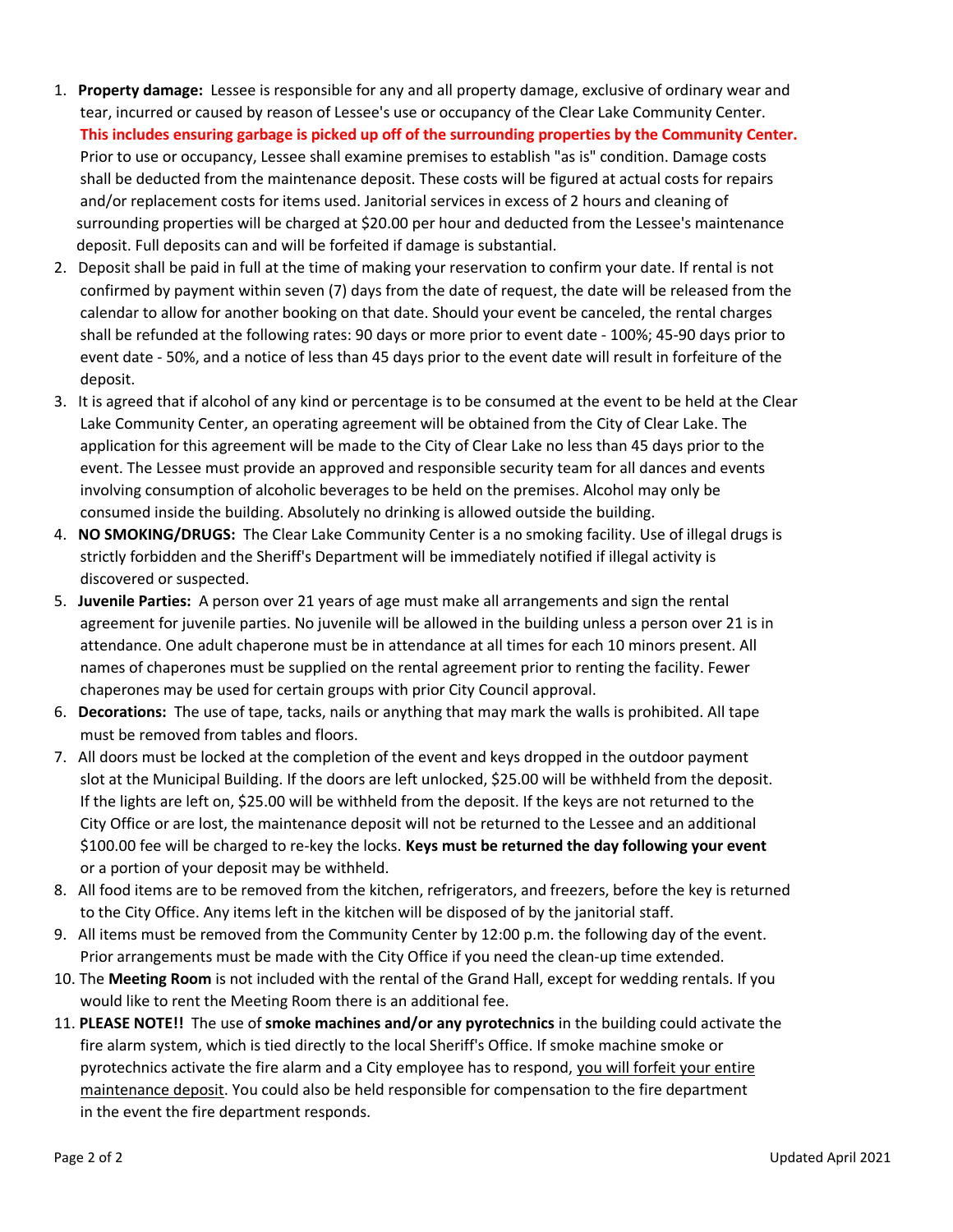1. **Property damage:** Lessee is responsible for any and all property damage, exclusive of ordinary wear and tear, incurred or caused by reason of Lessee's use or occupancy of the Clear Lake Community Center. **This includes ensuring garbage is picked up off of the surrounding properties by the Community Center.** Prior to use or occupancy, Lessee shall examine premises to establish "as is" condition. Damage costs shall be deducted from the maintenance deposit. These costs will be figured at actual costs for repairs and/or replacement costs for items used. Janitorial services in excess of 2 hours and cleaning of surrounding properties will be charged at $20.00 per hour and deducted from the Lessee's maintenance deposit. Full deposits can and will be forfeited if damage is substantial.
2. Deposit shall be paid in full at the time of making your reservation to confirm your date. If rental is not confirmed by payment within seven (7) days from the date of request, the date will be released from the calendar to allow for another booking on that date. Should your event be canceled, the rental charges shall be refunded at the following rates: 90 days or more prior to event date - 100%; 45-90 days prior to event date - 50%, and a notice of less than 45 days prior to the event date will result in forfeiture of the deposit.
3. It is agreed that if alcohol of any kind or percentage is to be consumed at the event to be held at the Clear Lake Community Center, an operating agreement will be obtained from the City of Clear Lake. The application for this agreement will be made to the City of Clear Lake no less than 45 days prior to the event. The Lessee must provide an approved and responsible security team for all dances and events involving consumption of alcoholic beverages to be held on the premises. Alcohol may only be consumed inside the building. Absolutely no drinking is allowed outside the building.
4. **NO SMOKING/DRUGS:** The Clear Lake Community Center is a no smoking facility. Use of illegal drugs is strictly forbidden and the Sheriff's Department will be immediately notified if illegal activity is discovered or suspected.
5. **Juvenile Parties:** A person over 21 years of age must make all arrangements and sign the rental agreement for juvenile parties. No juvenile will be allowed in the building unless a person over 21 is in attendance. One adult chaperone must be in attendance at all times for each 10 minors present. All names of chaperones must be supplied on the rental agreement prior to renting the facility. Fewer chaperones may be used for certain groups with prior City Council approval.
6. **Decorations:** The use of tape, tacks, nails or anything that may mark the walls is prohibited. All tape must be removed from tables and floors.
7. All doors must be locked at the completion of the event and keys dropped in the outdoor payment slot at the Municipal Building. If the doors are left unlocked, $25.00 will be withheld from the deposit. If the lights are left on, $25.00 will be withheld from the deposit. If the keys are not returned to the City Office or are lost, the maintenance deposit will not be returned to the Lessee and an additional $100.00 fee will be charged to re-key the locks. **Keys must be returned the day following your event** or a portion of your deposit may be withheld.
8. All food items are to be removed from the kitchen, refrigerators, and freezers, before the key is returned to the City Office. Any items left in the kitchen will be disposed of by the janitorial staff.
9. All items must be removed from the Community Center by 12:00 p.m. the following day of the event. Prior arrangements must be made with the City Office if you need the clean-up time extended.
10. The **Meeting Room** is not included with the rental of the Grand Hall, except for wedding rentals. If you would like to rent the Meeting Room there is an additional fee.
11. **PLEASE NOTE!!** The use of **smoke machines and/or any pyrotechnics** in the building could activate the fire alarm system, which is tied directly to the local Sheriff's Office. If smoke machine smoke or pyrotechnics activate the fire alarm and a City employee has to respond, you will forfeit your entire maintenance deposit. You could also be held responsible for compensation to the fire department in the event the fire department responds.

Updated April 2021